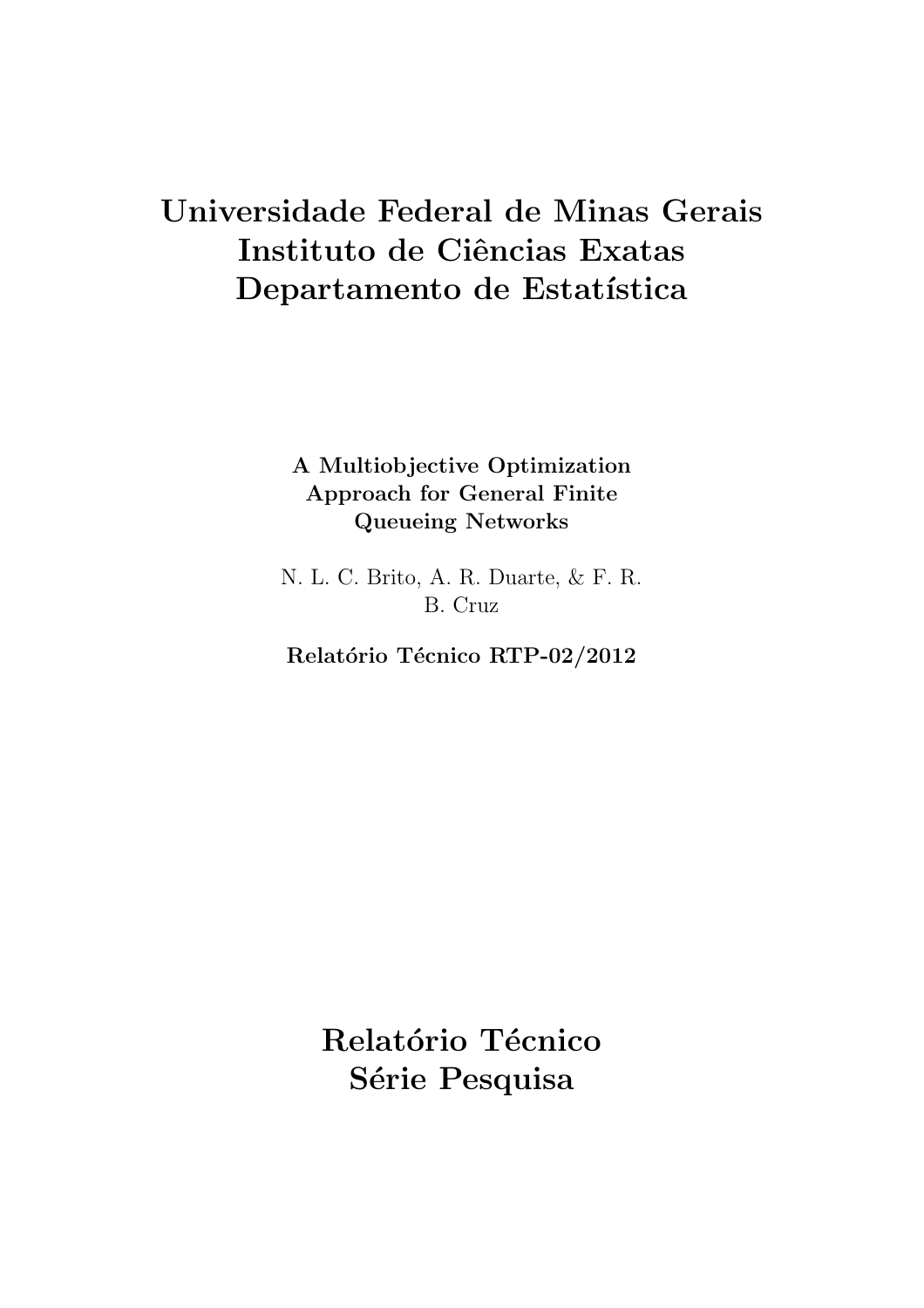# Universidade Federal de Minas Gerais
# Instituto de Ciências Exatas
# Departamento de Estatística

**A Multiobjective Optimization Approach for General Finite Queueing Networks**

N. L. C. Brito, A. R. Duarte, & F. R. B. Cruz

**Relatório Técnico RTP-02/2012**

# Relatório Técnico
# Série Pesquisa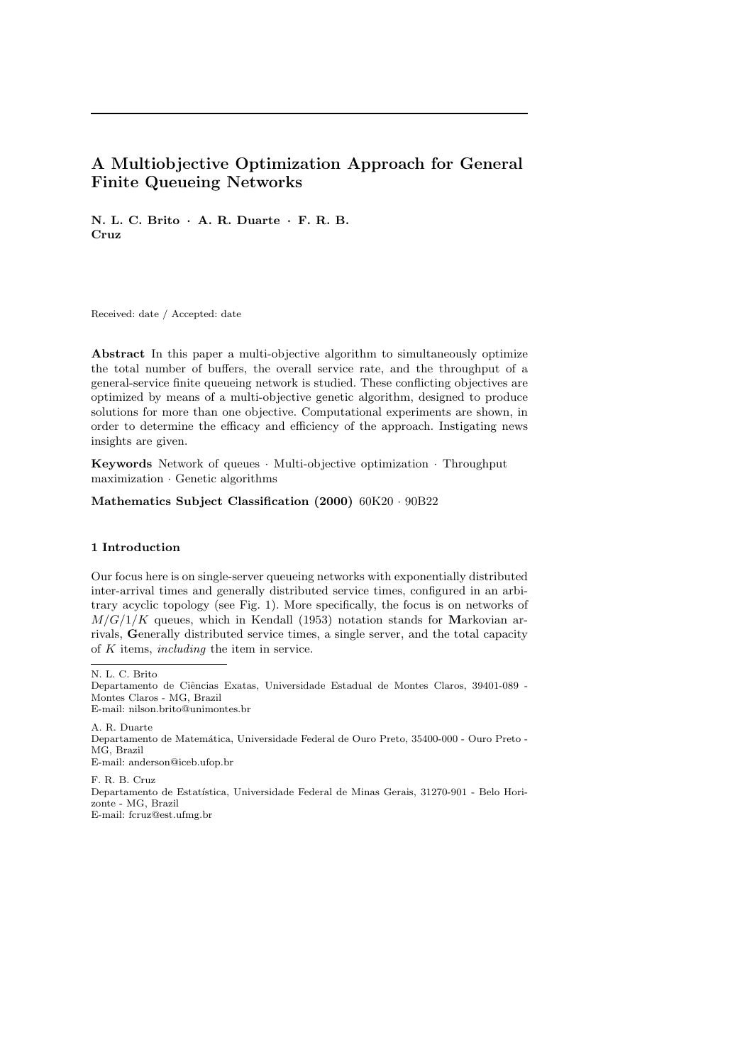# A Multiobjective Optimization Approach for General Finite Queueing Networks

**N. L. C. Brito · A. R. Duarte · F. R. B. Cruz**

Received: date / Accepted: date

**Abstract** In this paper a multi-objective algorithm to simultaneously optimize the total number of buffers, the overall service rate, and the throughput of a general-service finite queueing network is studied. These conflicting objectives are optimized by means of a multi-objective genetic algorithm, designed to produce solutions for more than one objective. Computational experiments are shown, in order to determine the efficacy and efficiency of the approach. Instigating news insights are given.

**Keywords** Network of queues · Multi-objective optimization · Throughput maximization · Genetic algorithms

**Mathematics Subject Classification (2000)** 60K20 · 90B22

## 1 Introduction

Our focus here is on single-server queueing networks with exponentially distributed inter-arrival times and generally distributed service times, configured in an arbitrary acyclic topology (see Fig. 1). More specifically, the focus is on networks of $M/G/1/K$ queues, which in Kendall (1953) notation stands for **M**arkovian arrivals, **G**enerally distributed service times, a single server, and the total capacity of $K$ items, *including* the item in service.

---

N. L. C. Brito
Departamento de Ciências Exatas, Universidade Estadual de Montes Claros, 39401-089 - Montes Claros - MG, Brazil
E-mail: nilson.brito@unimontes.br

A. R. Duarte
Departamento de Matemática, Universidade Federal de Ouro Preto, 35400-000 - Ouro Preto - MG, Brazil
E-mail: anderson@iceb.ufop.br

F. R. B. Cruz
Departamento de Estatística, Universidade Federal de Minas Gerais, 31270-901 - Belo Horizonte - MG, Brazil
E-mail: fcruz@est.ufmg.br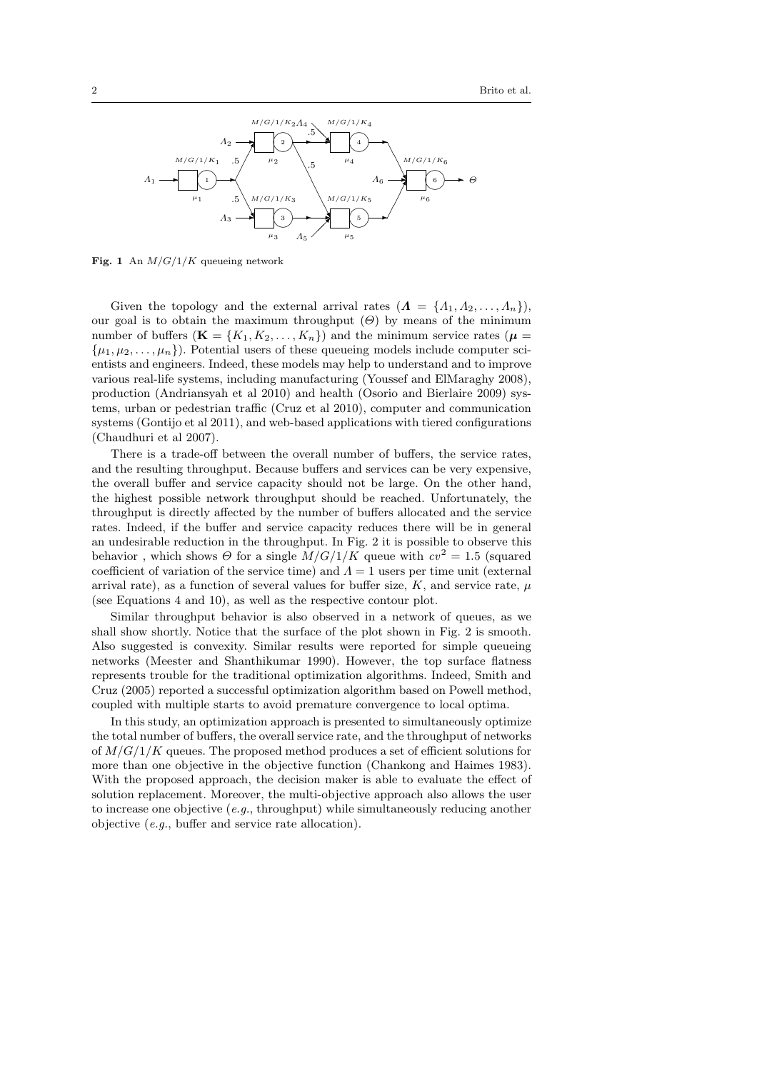**Fig. 1** An $M/G/1/K$ queueing network

Given the topology and the external arrival rates ($\boldsymbol{\Lambda} = \{\Lambda_1, \Lambda_2, \ldots, \Lambda_n\}$), our goal is to obtain the maximum throughput ($\Theta$) by means of the minimum number of buffers ($\mathbf{K} = \{K_1, K_2, \ldots, K_n\}$) and the minimum service rates ($\boldsymbol{\mu} = \{\mu_1, \mu_2, \ldots, \mu_n\}$). Potential users of these queueing models include computer scientists and engineers. Indeed, these models may help to understand and to improve various real-life systems, including manufacturing (Youssef and ElMaraghy 2008), production (Andriansyah et al 2010) and health (Osorio and Bierlaire 2009) systems, urban or pedestrian traffic (Cruz et al 2010), computer and communication systems (Gontijo et al 2011), and web-based applications with tiered configurations (Chaudhuri et al 2007).

There is a trade-off between the overall number of buffers, the service rates, and the resulting throughput. Because buffers and services can be very expensive, the overall buffer and service capacity should not be large. On the other hand, the highest possible network throughput should be reached. Unfortunately, the throughput is directly affected by the number of buffers allocated and the service rates. Indeed, if the buffer and service capacity reduces there will be in general an undesirable reduction in the throughput. In Fig. 2 it is possible to observe this behavior , which shows $\Theta$ for a single $M/G/1/K$ queue with $cv^2 = 1.5$ (squared coefficient of variation of the service time) and $\Lambda = 1$ users per time unit (external arrival rate), as a function of several values for buffer size, $K$, and service rate, $\mu$ (see Equations 4 and 10), as well as the respective contour plot.

Similar throughput behavior is also observed in a network of queues, as we shall show shortly. Notice that the surface of the plot shown in Fig. 2 is smooth. Also suggested is convexity. Similar results were reported for simple queueing networks (Meester and Shanthikumar 1990). However, the top surface flatness represents trouble for the traditional optimization algorithms. Indeed, Smith and Cruz (2005) reported a successful optimization algorithm based on Powell method, coupled with multiple starts to avoid premature convergence to local optima.

In this study, an optimization approach is presented to simultaneously optimize the total number of buffers, the overall service rate, and the throughput of networks of $M/G/1/K$ queues. The proposed method produces a set of efficient solutions for more than one objective in the objective function (Chankong and Haimes 1983). With the proposed approach, the decision maker is able to evaluate the effect of solution replacement. Moreover, the multi-objective approach also allows the user to increase one objective (*e.g.*, throughput) while simultaneously reducing another objective (*e.g.*, buffer and service rate allocation).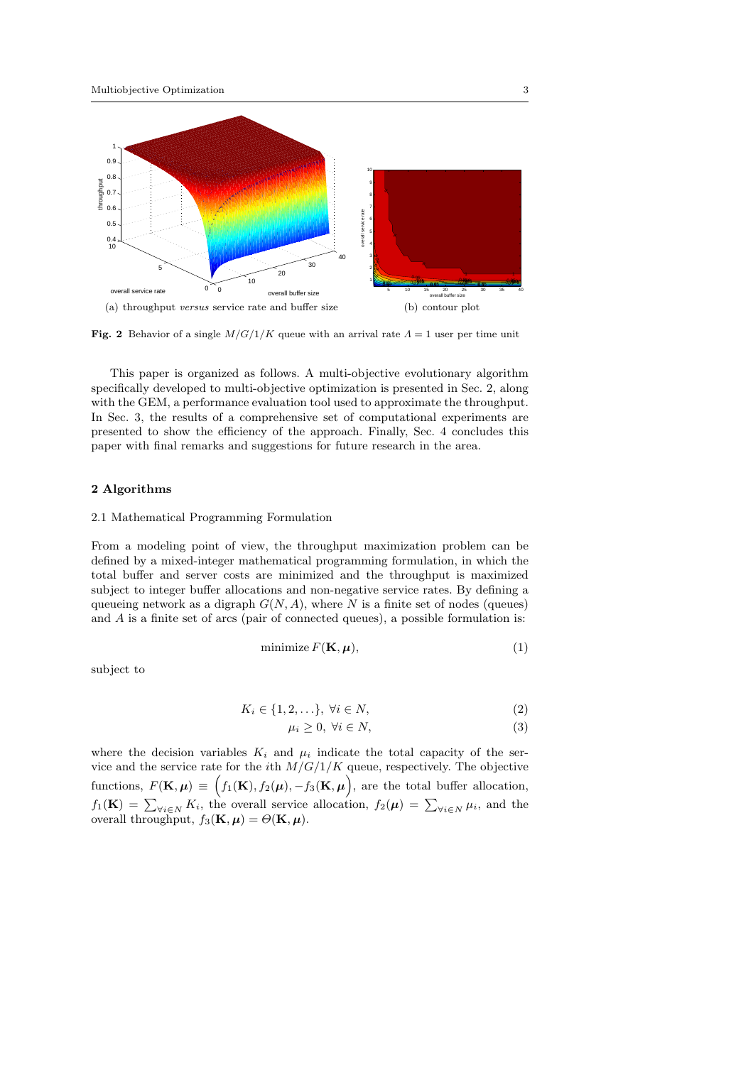(a) throughput *versus* service rate and buffer size

(b) contour plot

**Fig. 2** Behavior of a single $M/G/1/K$ queue with an arrival rate $\Lambda = 1$ user per time unit

This paper is organized as follows. A multi-objective evolutionary algorithm specifically developed to multi-objective optimization is presented in Sec. 2, along with the GEM, a performance evaluation tool used to approximate the throughput. In Sec. 3, the results of a comprehensive set of computational experiments are presented to show the efficiency of the approach. Finally, Sec. 4 concludes this paper with final remarks and suggestions for future research in the area.

## 2 Algorithms

### 2.1 Mathematical Programming Formulation

From a modeling point of view, the throughput maximization problem can be defined by a mixed-integer mathematical programming formulation, in which the total buffer and server costs are minimized and the throughput is maximized subject to integer buffer allocations and non-negative service rates. By defining a queueing network as a digraph $G(N, A)$, where $N$ is a finite set of nodes (queues) and $A$ is a finite set of arcs (pair of connected queues), a possible formulation is:

$$\text{minimize } F(\mathbf{K}, \boldsymbol{\mu}), \tag{1}$$

subject to

$$K_i \in \{1, 2, \ldots\}, \ \forall i \in N, \tag{2}$$

$$\mu_i \geq 0, \ \forall i \in N, \tag{3}$$

where the decision variables $K_i$ and $\mu_i$ indicate the total capacity of the service and the service rate for the $i$th $M/G/1/K$ queue, respectively. The objective functions, $F(\mathbf{K}, \boldsymbol{\mu}) \equiv \Big(f_1(\mathbf{K}), f_2(\boldsymbol{\mu}), -f_3(\mathbf{K}, \boldsymbol{\mu}\Big)$, are the total buffer allocation, $f_1(\mathbf{K}) = \sum_{\forall i \in N} K_i$, the overall service allocation, $f_2(\boldsymbol{\mu}) = \sum_{\forall i \in N} \mu_i$, and the overall throughput, $f_3(\mathbf{K}, \boldsymbol{\mu}) = \Theta(\mathbf{K}, \boldsymbol{\mu})$.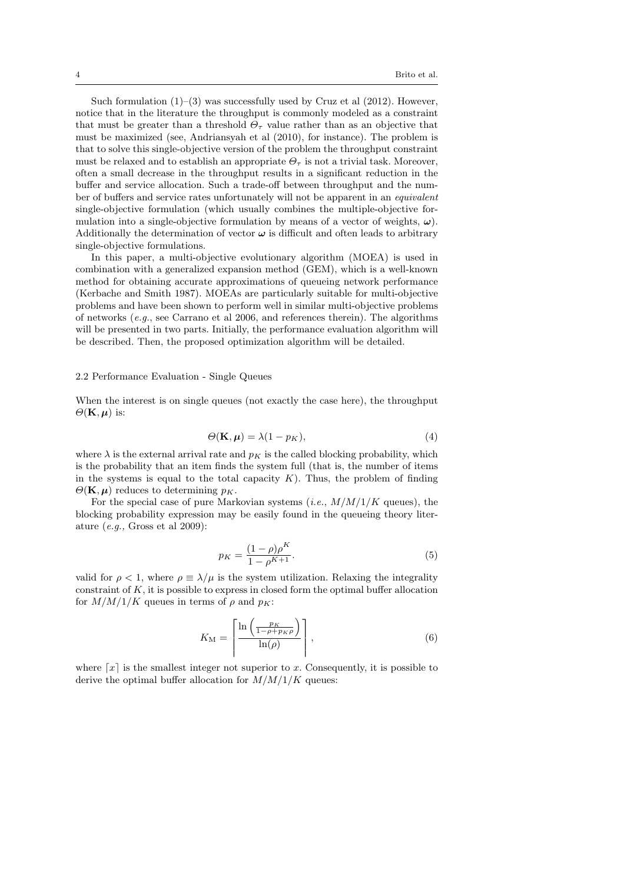Such formulation (1)–(3) was successfully used by Cruz et al (2012). However, notice that in the literature the throughput is commonly modeled as a constraint that must be greater than a threshold $\Theta_\tau$ value rather than as an objective that must be maximized (see, Andriansyah et al (2010), for instance). The problem is that to solve this single-objective version of the problem the throughput constraint must be relaxed and to establish an appropriate $\Theta_\tau$ is not a trivial task. Moreover, often a small decrease in the throughput results in a significant reduction in the buffer and service allocation. Such a trade-off between throughput and the number of buffers and service rates unfortunately will not be apparent in an *equivalent* single-objective formulation (which usually combines the multiple-objective formulation into a single-objective formulation by means of a vector of weights, $\boldsymbol{\omega}$). Additionally the determination of vector $\boldsymbol{\omega}$ is difficult and often leads to arbitrary single-objective formulations.

In this paper, a multi-objective evolutionary algorithm (MOEA) is used in combination with a generalized expansion method (GEM), which is a well-known method for obtaining accurate approximations of queueing network performance (Kerbache and Smith 1987). MOEAs are particularly suitable for multi-objective problems and have been shown to perform well in similar multi-objective problems of networks (*e.g.*, see Carrano et al 2006, and references therein). The algorithms will be presented in two parts. Initially, the performance evaluation algorithm will be described. Then, the proposed optimization algorithm will be detailed.

### 2.2 Performance Evaluation - Single Queues

When the interest is on single queues (not exactly the case here), the throughput $\Theta(\mathbf{K}, \boldsymbol{\mu})$ is:

$$\Theta(\mathbf{K}, \boldsymbol{\mu}) = \lambda(1 - p_K), \tag{4}$$

where $\lambda$ is the external arrival rate and $p_K$ is the called blocking probability, which is the probability that an item finds the system full (that is, the number of items in the systems is equal to the total capacity $K$). Thus, the problem of finding $\Theta(\mathbf{K}, \boldsymbol{\mu})$ reduces to determining $p_K$.

For the special case of pure Markovian systems (*i.e.*, $M/M/1/K$ queues), the blocking probability expression may be easily found in the queueing theory literature (*e.g.*, Gross et al 2009):

$$p_K = \frac{(1-\rho)\rho^K}{1-\rho^{K+1}}. \tag{5}$$

valid for $\rho < 1$, where $\rho \equiv \lambda/\mu$ is the system utilization. Relaxing the integrality constraint of $K$, it is possible to express in closed form the optimal buffer allocation for $M/M/1/K$ queues in terms of $\rho$ and $p_K$:

$$K_{\mathrm{M}} = \left\lceil \frac{\ln\left(\frac{p_K}{1-\rho+p_K\rho}\right)}{\ln(\rho)} \right\rceil, \tag{6}$$

where $\lceil x \rceil$ is the smallest integer not superior to $x$. Consequently, it is possible to derive the optimal buffer allocation for $M/M/1/K$ queues: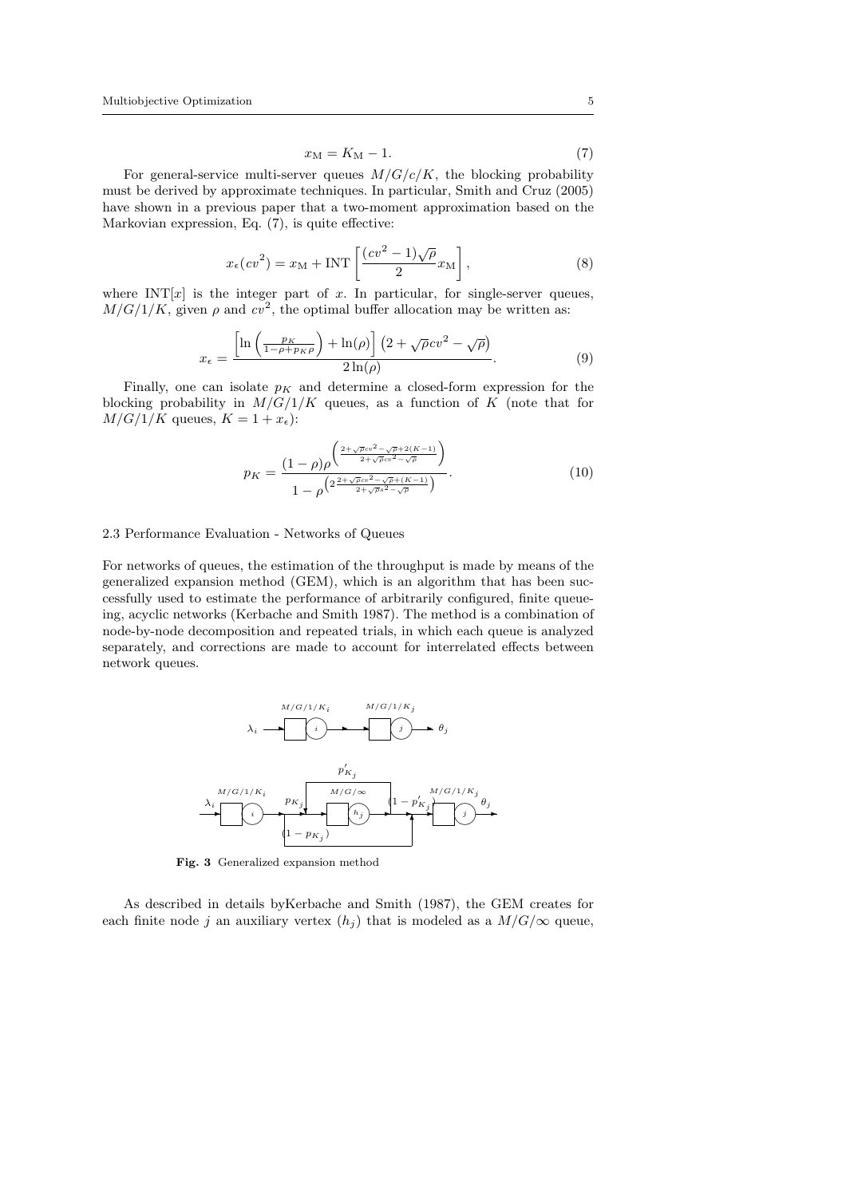$$x_{\mathrm{M}} = K_{\mathrm{M}} - 1. \tag{7}$$

For general-service multi-server queues $M/G/c/K$, the blocking probability must be derived by approximate techniques. In particular, Smith and Cruz (2005) have shown in a previous paper that a two-moment approximation based on the Markovian expression, Eq. (7), is quite effective:

$$x_{\epsilon}(cv^2) = x_{\mathrm{M}} + \mathrm{INT}\left[\frac{(cv^2 - 1)\sqrt{\rho}}{2} x_{\mathrm{M}}\right], \tag{8}$$

where $\mathrm{INT}[x]$ is the integer part of $x$. In particular, for single-server queues, $M/G/1/K$, given $\rho$ and $cv^2$, the optimal buffer allocation may be written as:

$$x_{\epsilon} = \frac{\left[\ln\left(\frac{p_K}{1-\rho+p_K\rho}\right) + \ln(\rho)\right]\left(2 + \sqrt{\rho}cv^2 - \sqrt{\rho}\right)}{2\ln(\rho)}. \tag{9}$$

Finally, one can isolate $p_K$ and determine a closed-form expression for the blocking probability in $M/G/1/K$ queues, as a function of $K$ (note that for $M/G/1/K$ queues, $K = 1 + x_{\epsilon}$):

$$p_K = \frac{(1-\rho)\rho^{\left(\frac{2+\sqrt{\rho}cv^2-\sqrt{\rho}+2(K-1)}{2+\sqrt{\rho}cv^2-\sqrt{\rho}}\right)}}{1-\rho^{\left(2\frac{2+\sqrt{\rho}cv^2-\sqrt{\rho}+(K-1)}{2+\sqrt{\rho}s^2-\sqrt{\rho}}\right)}}. \tag{10}$$

### 2.3 Performance Evaluation - Networks of Queues

For networks of queues, the estimation of the throughput is made by means of the generalized expansion method (GEM), which is an algorithm that has been successfully used to estimate the performance of arbitrarily configured, finite queueing, acyclic networks (Kerbache and Smith 1987). The method is a combination of node-by-node decomposition and repeated trials, in which each queue is analyzed separately, and corrections are made to account for interrelated effects between network queues.

**Fig. 3** Generalized expansion method

As described in details byKerbache and Smith (1987), the GEM creates for each finite node $j$ an auxiliary vertex ($h_j$) that is modeled as a $M/G/\infty$ queue,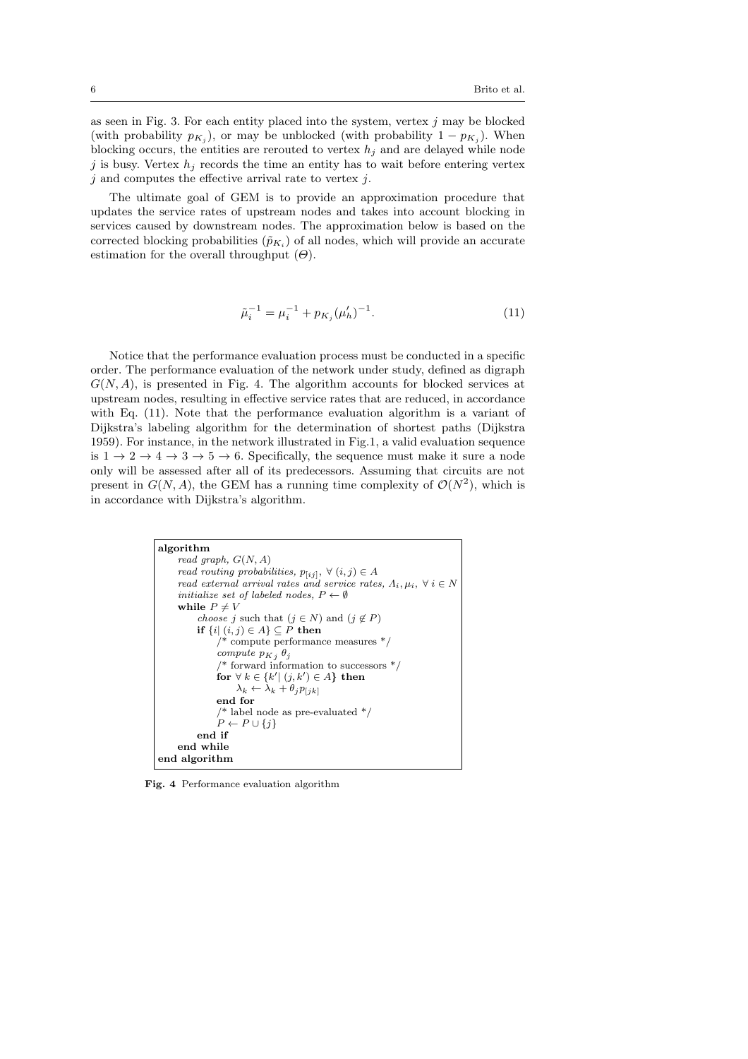as seen in Fig. 3. For each entity placed into the system, vertex $j$ may be blocked (with probability $p_{K_j}$), or may be unblocked (with probability $1 - p_{K_j}$). When blocking occurs, the entities are rerouted to vertex $h_j$ and are delayed while node $j$ is busy. Vertex $h_j$ records the time an entity has to wait before entering vertex $j$ and computes the effective arrival rate to vertex $j$.

The ultimate goal of GEM is to provide an approximation procedure that updates the service rates of upstream nodes and takes into account blocking in services caused by downstream nodes. The approximation below is based on the corrected blocking probabilities ($\tilde{p}_{K_i}$) of all nodes, which will provide an accurate estimation for the overall throughput ($\Theta$).

$$\tilde{\mu}_i^{-1} = \mu_i^{-1} + p_{K_j}(\mu_h')^{-1}. \tag{11}$$

Notice that the performance evaluation process must be conducted in a specific order. The performance evaluation of the network under study, defined as digraph $G(N, A)$, is presented in Fig. 4. The algorithm accounts for blocked services at upstream nodes, resulting in effective service rates that are reduced, in accordance with Eq. (11). Note that the performance evaluation algorithm is a variant of Dijkstra's labeling algorithm for the determination of shortest paths (Dijkstra 1959). For instance, in the network illustrated in Fig.1, a valid evaluation sequence is $1 \rightarrow 2 \rightarrow 4 \rightarrow 3 \rightarrow 5 \rightarrow 6$. Specifically, the sequence must make it sure a node only will be assessed after all of its predecessors. Assuming that circuits are not present in $G(N, A)$, the GEM has a running time complexity of $\mathcal{O}(N^2)$, which is in accordance with Dijkstra's algorithm.

```
algorithm
    read graph, G(N, A)
    read routing probabilities, p_[ij], ∀ (i, j) ∈ A
    read external arrival rates and service rates, Λ_i, μ_i, ∀ i ∈ N
    initialize set of labeled nodes, P ← ∅
    while P ≠ V
        choose j such that (j ∈ N) and (j ∉ P)
        if {i| (i, j) ∈ A} ⊆ P then
            /* compute performance measures */
            compute p_Kj θ_j
            /* forward information to successors */
            for ∀ k ∈ {k'| (j, k') ∈ A} then
                λ_k ← λ_k + θ_j p_[jk]
            end for
            /* label node as pre-evaluated */
            P ← P ∪ {j}
        end if
    end while
end algorithm
```

**Fig. 4** Performance evaluation algorithm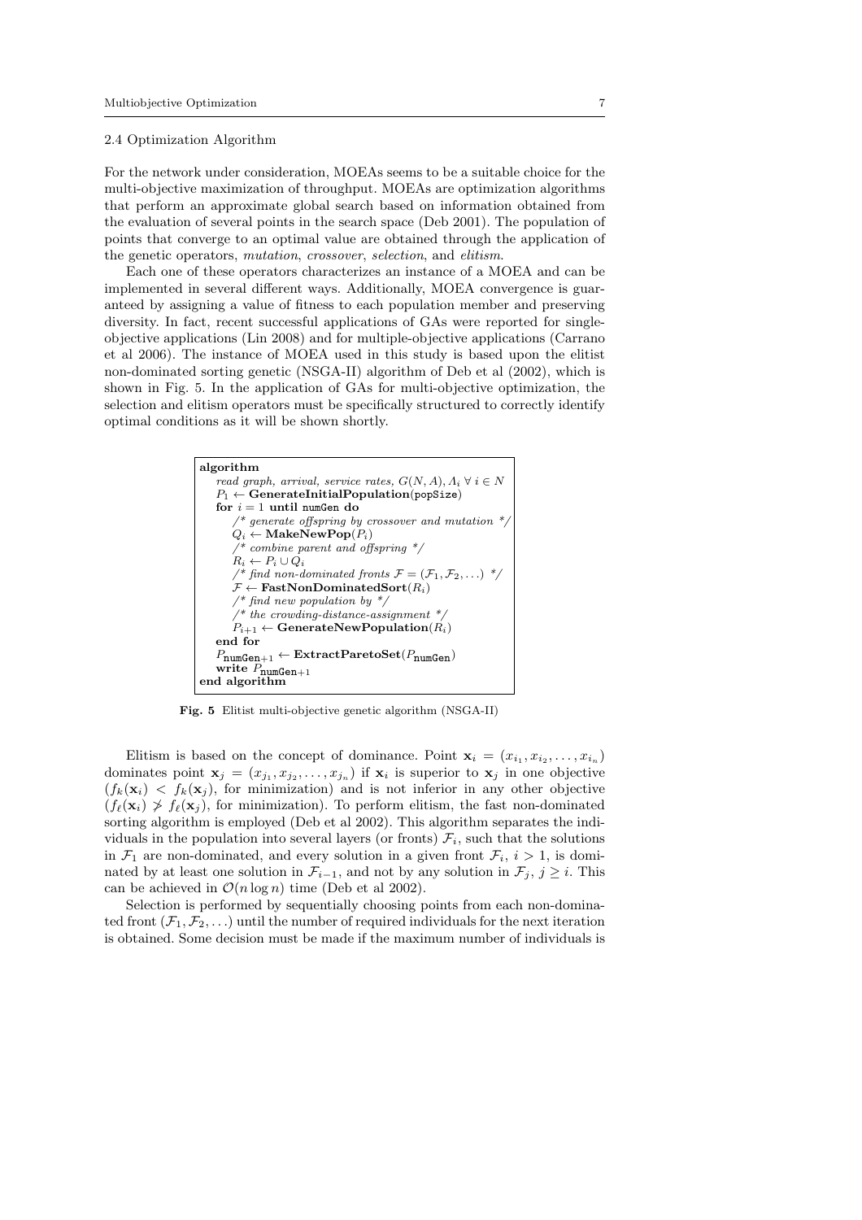### 2.4 Optimization Algorithm

For the network under consideration, MOEAs seems to be a suitable choice for the multi-objective maximization of throughput. MOEAs are optimization algorithms that perform an approximate global search based on information obtained from the evaluation of several points in the search space (Deb 2001). The population of points that converge to an optimal value are obtained through the application of the genetic operators, *mutation*, *crossover*, *selection*, and *elitism*.

Each one of these operators characterizes an instance of a MOEA and can be implemented in several different ways. Additionally, MOEA convergence is guaranteed by assigning a value of fitness to each population member and preserving diversity. In fact, recent successful applications of GAs were reported for single-objective applications (Lin 2008) and for multiple-objective applications (Carrano et al 2006). The instance of MOEA used in this study is based upon the elitist non-dominated sorting genetic (NSGA-II) algorithm of Deb et al (2002), which is shown in Fig. 5. In the application of GAs for multi-objective optimization, the selection and elitism operators must be specifically structured to correctly identify optimal conditions as it will be shown shortly.

```
algorithm
   read graph, arrival, service rates, G(N, A), Λ_i ∀ i ∈ N
   P_1 ← GenerateInitialPopulation(popSize)
   for i = 1 until numGen do
      /* generate offspring by crossover and mutation */
      Q_i ← MakeNewPop(P_i)
      /* combine parent and offspring */
      R_i ← P_i ∪ Q_i
      /* find non-dominated fronts F = (F_1, F_2, ...) */
      F ← FastNonDominatedSort(R_i)
      /* find new population by */
      /* the crowding-distance-assignment */
      P_{i+1} ← GenerateNewPopulation(R_i)
   end for
   P_{numGen+1} ← ExtractParetoSet(P_{numGen})
   write P_{numGen+1}
end algorithm
```

**Fig. 5** Elitist multi-objective genetic algorithm (NSGA-II)

Elitism is based on the concept of dominance. Point $\mathbf{x}_i = (x_{i_1}, x_{i_2}, \ldots, x_{i_n})$ dominates point $\mathbf{x}_j = (x_{j_1}, x_{j_2}, \ldots, x_{j_n})$ if $\mathbf{x}_i$ is superior to $\mathbf{x}_j$ in one objective ($f_k(\mathbf{x}_i) < f_k(\mathbf{x}_j)$, for minimization) and is not inferior in any other objective ($f_\ell(\mathbf{x}_i) \not> f_\ell(\mathbf{x}_j)$, for minimization). To perform elitism, the fast non-dominated sorting algorithm is employed (Deb et al 2002). This algorithm separates the individuals in the population into several layers (or fronts) $\mathcal{F}_i$, such that the solutions in $\mathcal{F}_1$ are non-dominated, and every solution in a given front $\mathcal{F}_i$, $i > 1$, is dominated by at least one solution in $\mathcal{F}_{i-1}$, and not by any solution in $\mathcal{F}_j$, $j \geq i$. This can be achieved in $\mathcal{O}(n \log n)$ time (Deb et al 2002).

Selection is performed by sequentially choosing points from each non-dominated front $(\mathcal{F}_1, \mathcal{F}_2, \ldots)$ until the number of required individuals for the next iteration is obtained. Some decision must be made if the maximum number of individuals is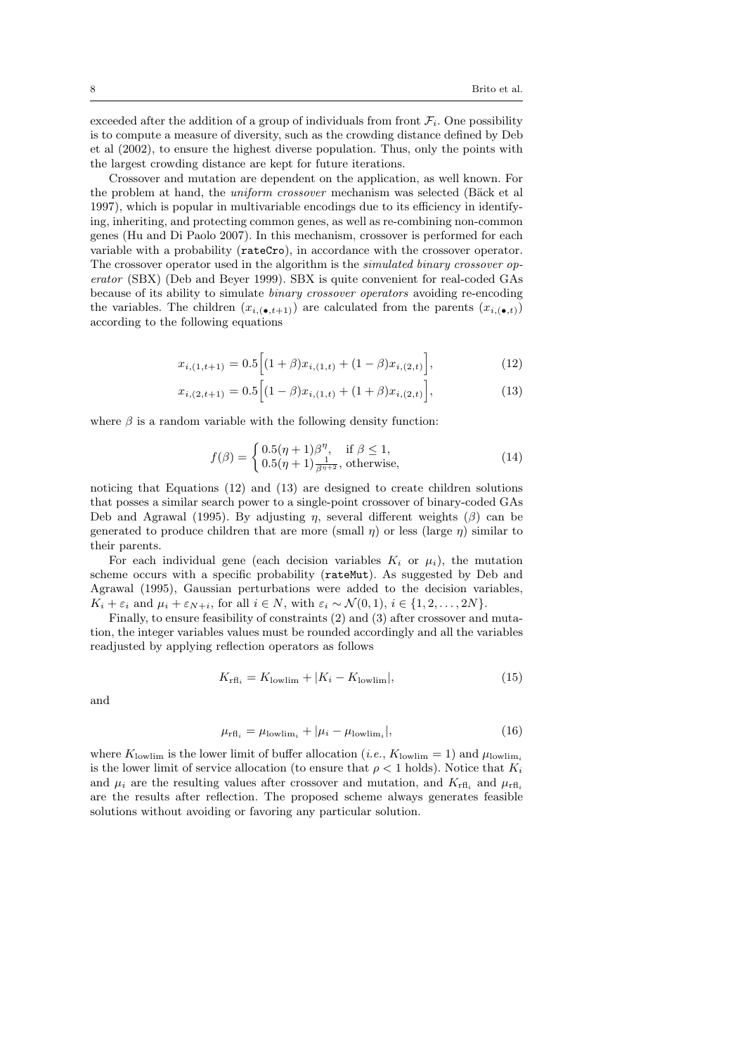exceeded after the addition of a group of individuals from front $\mathcal{F}_i$. One possibility is to compute a measure of diversity, such as the crowding distance defined by Deb et al (2002), to ensure the highest diverse population. Thus, only the points with the largest crowding distance are kept for future iterations.

Crossover and mutation are dependent on the application, as well known. For the problem at hand, the *uniform crossover* mechanism was selected (Bäck et al 1997), which is popular in multivariable encodings due to its efficiency in identifying, inheriting, and protecting common genes, as well as re-combining non-common genes (Hu and Di Paolo 2007). In this mechanism, crossover is performed for each variable with a probability (`rateCro`), in accordance with the crossover operator. The crossover operator used in the algorithm is the *simulated binary crossover operator* (SBX) (Deb and Beyer 1999). SBX is quite convenient for real-coded GAs because of its ability to simulate *binary crossover operators* avoiding re-encoding the variables. The children $(x_{i,(\bullet,t+1)})$ are calculated from the parents $(x_{i,(\bullet,t)})$ according to the following equations

$$x_{i,(1,t+1)} = 0.5\Big[(1+\beta)x_{i,(1,t)} + (1-\beta)x_{i,(2,t)}\Big], \tag{12}$$

$$x_{i,(2,t+1)} = 0.5\Big[(1-\beta)x_{i,(1,t)} + (1+\beta)x_{i,(2,t)}\Big], \tag{13}$$

where $\beta$ is a random variable with the following density function:

$$f(\beta) = \begin{cases} 0.5(\eta+1)\beta^{\eta}, & \text{if } \beta \leq 1, \\ 0.5(\eta+1)\frac{1}{\beta^{\eta+2}}, & \text{otherwise,} \end{cases} \tag{14}$$

noticing that Equations (12) and (13) are designed to create children solutions that posses a similar search power to a single-point crossover of binary-coded GAs Deb and Agrawal (1995). By adjusting $\eta$, several different weights ($\beta$) can be generated to produce children that are more (small $\eta$) or less (large $\eta$) similar to their parents.

For each individual gene (each decision variables $K_i$ or $\mu_i$), the mutation scheme occurs with a specific probability (`rateMut`). As suggested by Deb and Agrawal (1995), Gaussian perturbations were added to the decision variables, $K_i + \varepsilon_i$ and $\mu_i + \varepsilon_{N+i}$, for all $i \in N$, with $\varepsilon_i \sim \mathcal{N}(0,1)$, $i \in \{1, 2, \ldots, 2N\}$.

Finally, to ensure feasibility of constraints (2) and (3) after crossover and mutation, the integer variables values must be rounded accordingly and all the variables readjusted by applying reflection operators as follows

$$K_{\text{rfl}_i} = K_{\text{lowlim}} + |K_i - K_{\text{lowlim}}|, \tag{15}$$

and

$$\mu_{\text{rfl}_i} = \mu_{\text{lowlim}_i} + |\mu_i - \mu_{\text{lowlim}_i}|, \tag{16}$$

where $K_{\text{lowlim}}$ is the lower limit of buffer allocation (*i.e.*, $K_{\text{lowlim}} = 1$) and $\mu_{\text{lowlim}_i}$ is the lower limit of service allocation (to ensure that $\rho < 1$ holds). Notice that $K_i$ and $\mu_i$ are the resulting values after crossover and mutation, and $K_{\text{rfl}_i}$ and $\mu_{\text{rfl}_i}$ are the results after reflection. The proposed scheme always generates feasible solutions without avoiding or favoring any particular solution.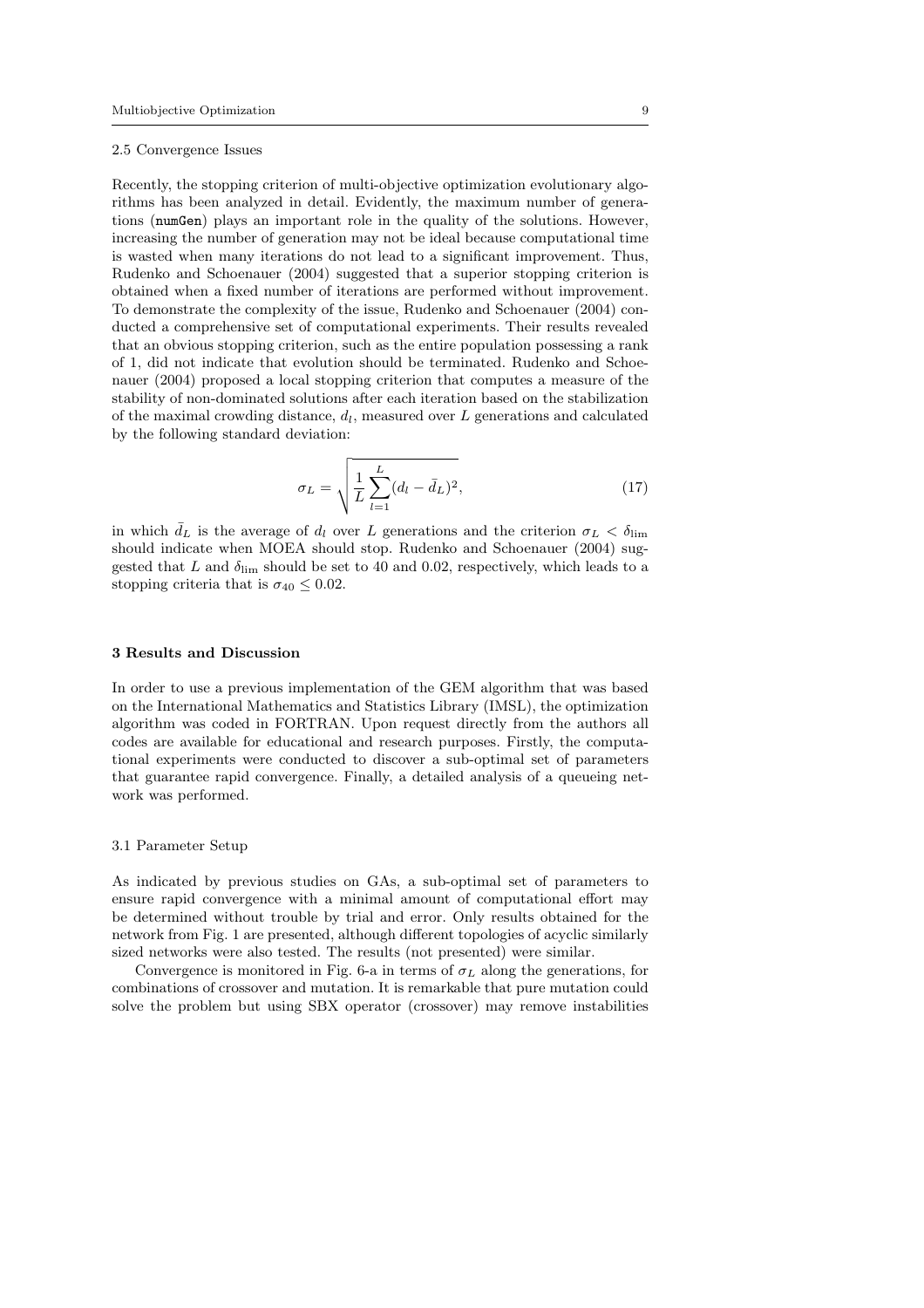### 2.5 Convergence Issues

Recently, the stopping criterion of multi-objective optimization evolutionary algorithms has been analyzed in detail. Evidently, the maximum number of generations (`numGen`) plays an important role in the quality of the solutions. However, increasing the number of generation may not be ideal because computational time is wasted when many iterations do not lead to a significant improvement. Thus, Rudenko and Schoenauer (2004) suggested that a superior stopping criterion is obtained when a fixed number of iterations are performed without improvement. To demonstrate the complexity of the issue, Rudenko and Schoenauer (2004) conducted a comprehensive set of computational experiments. Their results revealed that an obvious stopping criterion, such as the entire population possessing a rank of 1, did not indicate that evolution should be terminated. Rudenko and Schoenauer (2004) proposed a local stopping criterion that computes a measure of the stability of non-dominated solutions after each iteration based on the stabilization of the maximal crowding distance, $d_l$, measured over $L$ generations and calculated by the following standard deviation:

$$\sigma_L = \sqrt{\frac{1}{L}\sum_{l=1}^{L}(d_l - \bar{d}_L)^2}, \tag{17}$$

in which $\bar{d}_L$ is the average of $d_l$ over $L$ generations and the criterion $\sigma_L < \delta_{\lim}$ should indicate when MOEA should stop. Rudenko and Schoenauer (2004) suggested that $L$ and $\delta_{\lim}$ should be set to 40 and 0.02, respectively, which leads to a stopping criteria that is $\sigma_{40} \leq 0.02$.

## 3 Results and Discussion

In order to use a previous implementation of the GEM algorithm that was based on the International Mathematics and Statistics Library (IMSL), the optimization algorithm was coded in FORTRAN. Upon request directly from the authors all codes are available for educational and research purposes. Firstly, the computational experiments were conducted to discover a sub-optimal set of parameters that guarantee rapid convergence. Finally, a detailed analysis of a queueing network was performed.

### 3.1 Parameter Setup

As indicated by previous studies on GAs, a sub-optimal set of parameters to ensure rapid convergence with a minimal amount of computational effort may be determined without trouble by trial and error. Only results obtained for the network from Fig. 1 are presented, although different topologies of acyclic similarly sized networks were also tested. The results (not presented) were similar.

Convergence is monitored in Fig. 6-a in terms of $\sigma_L$ along the generations, for combinations of crossover and mutation. It is remarkable that pure mutation could solve the problem but using SBX operator (crossover) may remove instabilities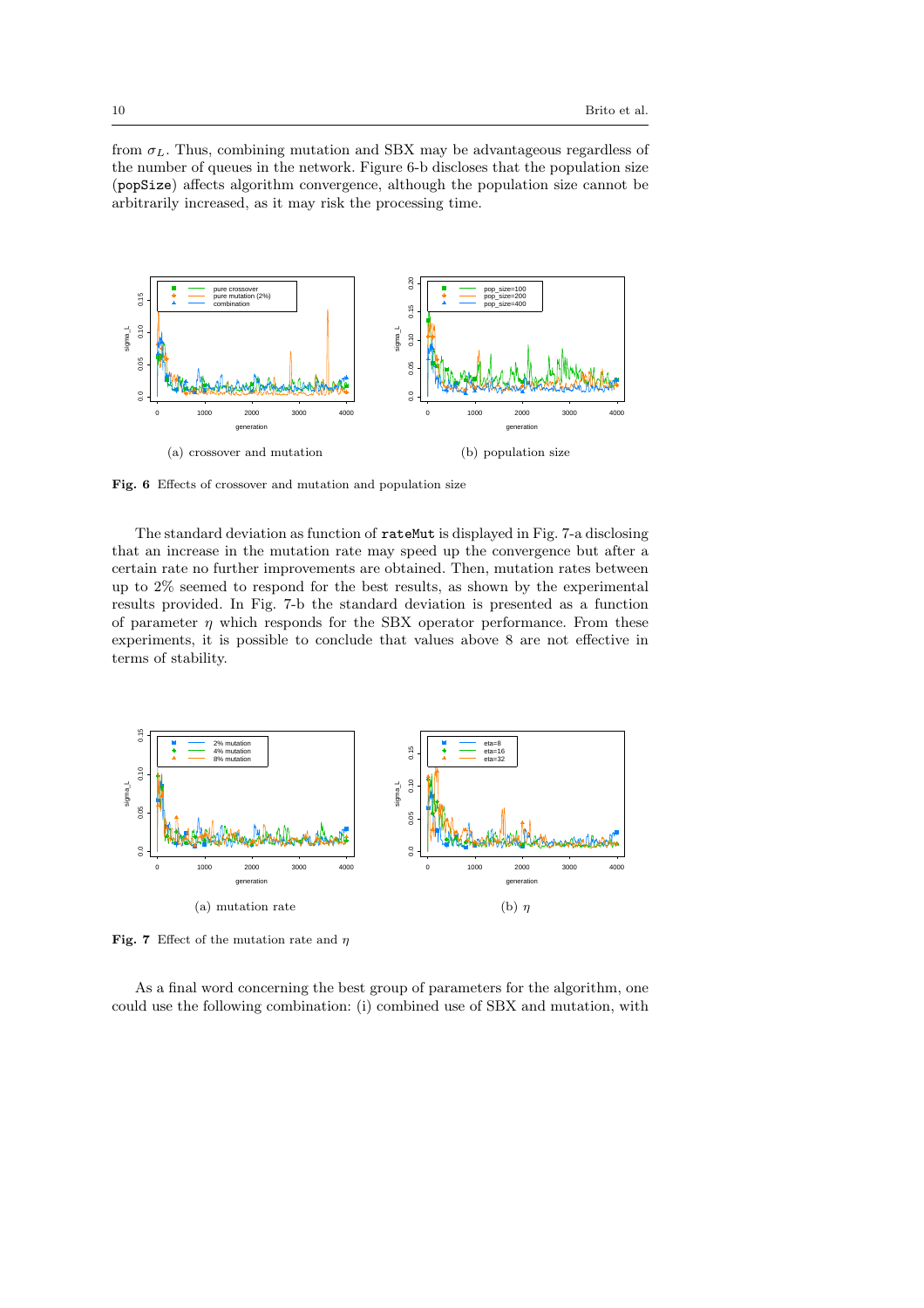from $\sigma_L$. Thus, combining mutation and SBX may be advantageous regardless of the number of queues in the network. Figure 6-b discloses that the population size (popSize) affects algorithm convergence, although the population size cannot be arbitrarily increased, as it may risk the processing time.

(a) crossover and mutation

(b) population size

**Fig. 6** Effects of crossover and mutation and population size

The standard deviation as function of rateMut is displayed in Fig. 7-a disclosing that an increase in the mutation rate may speed up the convergence but after a certain rate no further improvements are obtained. Then, mutation rates between up to 2% seemed to respond for the best results, as shown by the experimental results provided. In Fig. 7-b the standard deviation is presented as a function of parameter $\eta$ which responds for the SBX operator performance. From these experiments, it is possible to conclude that values above 8 are not effective in terms of stability.

(a) mutation rate

(b) $\eta$

**Fig. 7** Effect of the mutation rate and $\eta$

As a final word concerning the best group of parameters for the algorithm, one could use the following combination: (i) combined use of SBX and mutation, with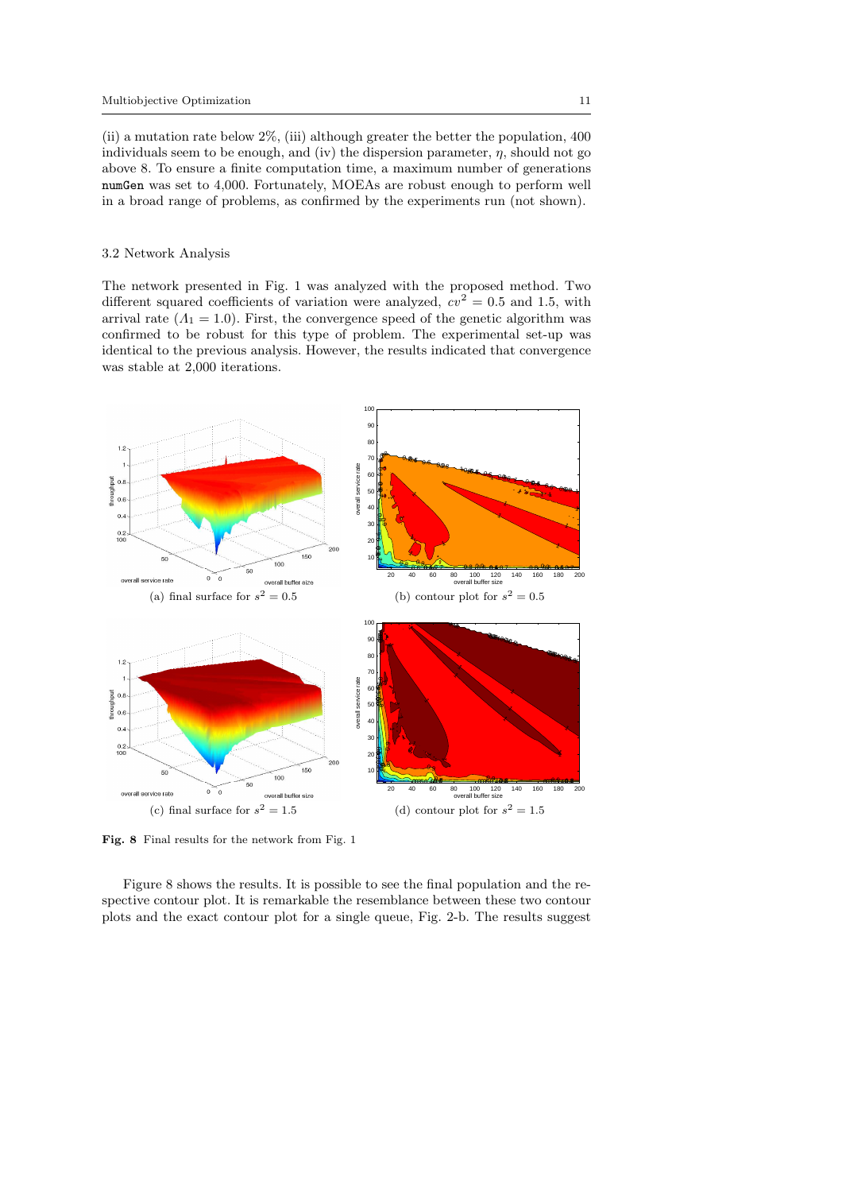(ii) a mutation rate below 2%, (iii) although greater the better the population, 400 individuals seem to be enough, and (iv) the dispersion parameter, $\eta$, should not go above 8. To ensure a finite computation time, a maximum number of generations `numGen` was set to 4,000. Fortunately, MOEAs are robust enough to perform well in a broad range of problems, as confirmed by the experiments run (not shown).

### 3.2 Network Analysis

The network presented in Fig. 1 was analyzed with the proposed method. Two different squared coefficients of variation were analyzed, $cv^2 = 0.5$ and 1.5, with arrival rate ($\Lambda_1 = 1.0$). First, the convergence speed of the genetic algorithm was confirmed to be robust for this type of problem. The experimental set-up was identical to the previous analysis. However, the results indicated that convergence was stable at 2,000 iterations.

(a) final surface for $s^2 = 0.5$

(b) contour plot for $s^2 = 0.5$

(c) final surface for $s^2 = 1.5$

(d) contour plot for $s^2 = 1.5$

**Fig. 8** Final results for the network from Fig. 1

Figure 8 shows the results. It is possible to see the final population and the respective contour plot. It is remarkable the resemblance between these two contour plots and the exact contour plot for a single queue, Fig. 2-b. The results suggest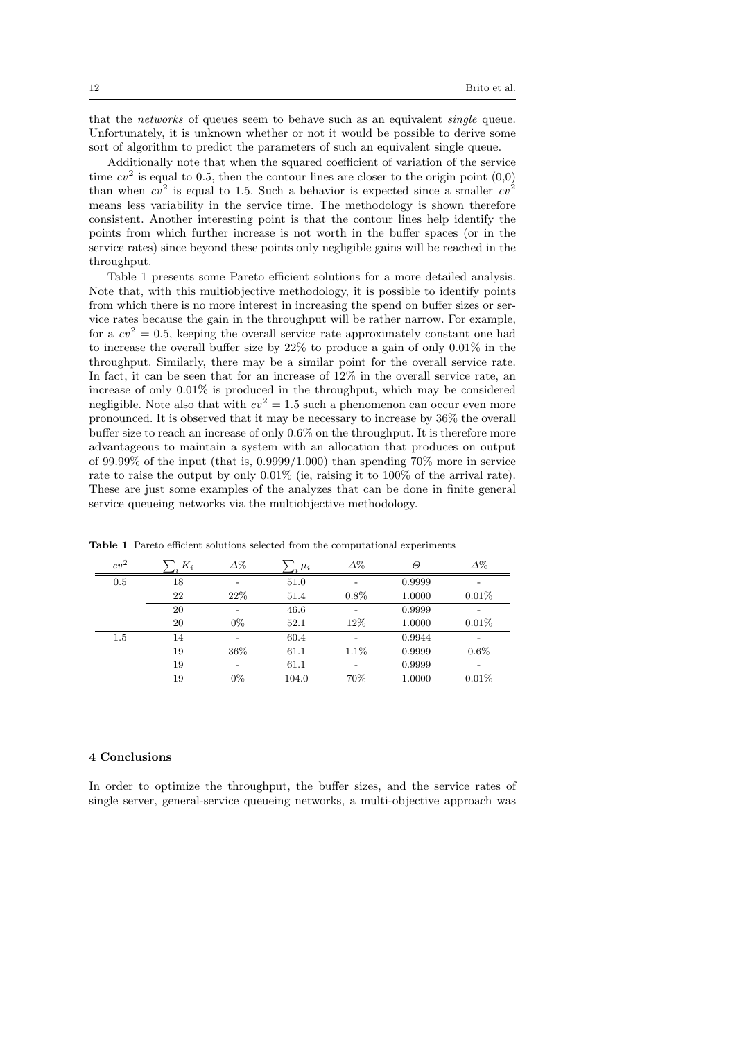that the *networks* of queues seem to behave such as an equivalent *single* queue. Unfortunately, it is unknown whether or not it would be possible to derive some sort of algorithm to predict the parameters of such an equivalent single queue.

Additionally note that when the squared coefficient of variation of the service time $cv^2$ is equal to 0.5, then the contour lines are closer to the origin point (0,0) than when $cv^2$ is equal to 1.5. Such a behavior is expected since a smaller $cv^2$ means less variability in the service time. The methodology is shown therefore consistent. Another interesting point is that the contour lines help identify the points from which further increase is not worth in the buffer spaces (or in the service rates) since beyond these points only negligible gains will be reached in the throughput.

Table 1 presents some Pareto efficient solutions for a more detailed analysis. Note that, with this multiobjective methodology, it is possible to identify points from which there is no more interest in increasing the spend on buffer sizes or service rates because the gain in the throughput will be rather narrow. For example, for a $cv^2 = 0.5$, keeping the overall service rate approximately constant one had to increase the overall buffer size by 22% to produce a gain of only 0.01% in the throughput. Similarly, there may be a similar point for the overall service rate. In fact, it can be seen that for an increase of 12% in the overall service rate, an increase of only 0.01% is produced in the throughput, which may be considered negligible. Note also that with $cv^2 = 1.5$ such a phenomenon can occur even more pronounced. It is observed that it may be necessary to increase by 36% the overall buffer size to reach an increase of only 0.6% on the throughput. It is therefore more advantageous to maintain a system with an allocation that produces on output of 99.99% of the input (that is, 0.9999/1.000) than spending 70% more in service rate to raise the output by only 0.01% (ie, raising it to 100% of the arrival rate). These are just some examples of the analyzes that can be done in finite general service queueing networks via the multiobjective methodology.

**Table 1** Pareto efficient solutions selected from the computational experiments

| $cv^2$ | $\sum_i K_i$ | $\Delta\%$ | $\sum_i \mu_i$ | $\Delta\%$ | $\Theta$ | $\Delta\%$ |
|---|---|---|---|---|---|---|
| 0.5 | 18 | - | 51.0 | - | 0.9999 | - |
| | 22 | 22% | 51.4 | 0.8% | 1.0000 | 0.01% |
| | 20 | - | 46.6 | - | 0.9999 | - |
| | 20 | 0% | 52.1 | 12% | 1.0000 | 0.01% |
| 1.5 | 14 | - | 60.4 | - | 0.9944 | - |
| | 19 | 36% | 61.1 | 1.1% | 0.9999 | 0.6% |
| | 19 | - | 61.1 | - | 0.9999 | - |
| | 19 | 0% | 104.0 | 70% | 1.0000 | 0.01% |

## 4 Conclusions

In order to optimize the throughput, the buffer sizes, and the service rates of single server, general-service queueing networks, a multi-objective approach was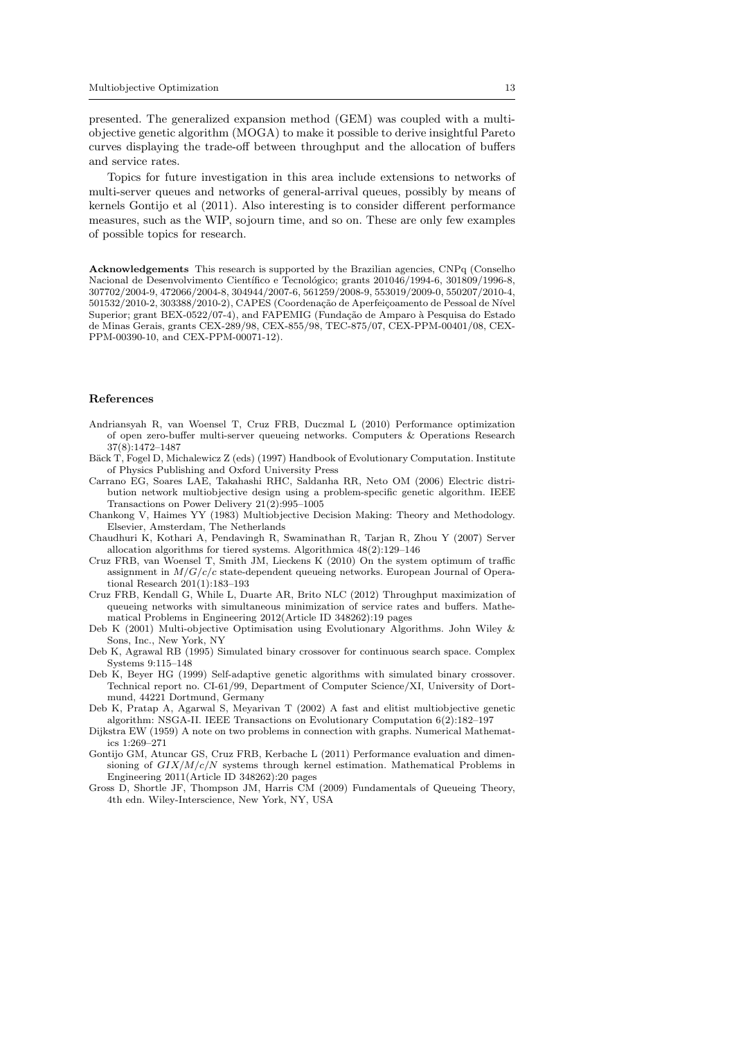presented. The generalized expansion method (GEM) was coupled with a multiobjective genetic algorithm (MOGA) to make it possible to derive insightful Pareto curves displaying the trade-off between throughput and the allocation of buffers and service rates.

Topics for future investigation in this area include extensions to networks of multi-server queues and networks of general-arrival queues, possibly by means of kernels Gontijo et al (2011). Also interesting is to consider different performance measures, such as the WIP, sojourn time, and so on. These are only few examples of possible topics for research.

**Acknowledgements** This research is supported by the Brazilian agencies, CNPq (Conselho Nacional de Desenvolvimento Científico e Tecnológico; grants 201046/1994-6, 301809/1996-8, 307702/2004-9, 472066/2004-8, 304944/2007-6, 561259/2008-9, 553019/2009-0, 550207/2010-4, 501532/2010-2, 303388/2010-2), CAPES (Coordenação de Aperfeiçoamento de Pessoal de Nível Superior; grant BEX-0522/07-4), and FAPEMIG (Fundação de Amparo à Pesquisa do Estado de Minas Gerais, grants CEX-289/98, CEX-855/98, TEC-875/07, CEX-PPM-00401/08, CEX-PPM-00390-10, and CEX-PPM-00071-12).

## References

Andriansyah R, van Woensel T, Cruz FRB, Duczmal L (2010) Performance optimization of open zero-buffer multi-server queueing networks. Computers & Operations Research 37(8):1472–1487

Bäck T, Fogel D, Michalewicz Z (eds) (1997) Handbook of Evolutionary Computation. Institute of Physics Publishing and Oxford University Press

Carrano EG, Soares LAE, Takahashi RHC, Saldanha RR, Neto OM (2006) Electric distribution network multiobjective design using a problem-specific genetic algorithm. IEEE Transactions on Power Delivery 21(2):995–1005

Chankong V, Haimes YY (1983) Multiobjective Decision Making: Theory and Methodology. Elsevier, Amsterdam, The Netherlands

Chaudhuri K, Kothari A, Pendavingh R, Swaminathan R, Tarjan R, Zhou Y (2007) Server allocation algorithms for tiered systems. Algorithmica 48(2):129–146

Cruz FRB, van Woensel T, Smith JM, Lieckens K (2010) On the system optimum of traffic assignment in $M/G/c/c$ state-dependent queueing networks. European Journal of Operational Research 201(1):183–193

Cruz FRB, Kendall G, While L, Duarte AR, Brito NLC (2012) Throughput maximization of queueing networks with simultaneous minimization of service rates and buffers. Mathematical Problems in Engineering 2012(Article ID 348262):19 pages

Deb K (2001) Multi-objective Optimisation using Evolutionary Algorithms. John Wiley & Sons, Inc., New York, NY

Deb K, Agrawal RB (1995) Simulated binary crossover for continuous search space. Complex Systems 9:115–148

Deb K, Beyer HG (1999) Self-adaptive genetic algorithms with simulated binary crossover. Technical report no. CI-61/99, Department of Computer Science/XI, University of Dortmund, 44221 Dortmund, Germany

Deb K, Pratap A, Agarwal S, Meyarivan T (2002) A fast and elitist multiobjective genetic algorithm: NSGA-II. IEEE Transactions on Evolutionary Computation 6(2):182–197

Dijkstra EW (1959) A note on two problems in connection with graphs. Numerical Mathematics 1:269–271

Gontijo GM, Atuncar GS, Cruz FRB, Kerbache L (2011) Performance evaluation and dimensioning of $GIX/M/c/N$ systems through kernel estimation. Mathematical Problems in Engineering 2011(Article ID 348262):20 pages

Gross D, Shortle JF, Thompson JM, Harris CM (2009) Fundamentals of Queueing Theory, 4th edn. Wiley-Interscience, New York, NY, USA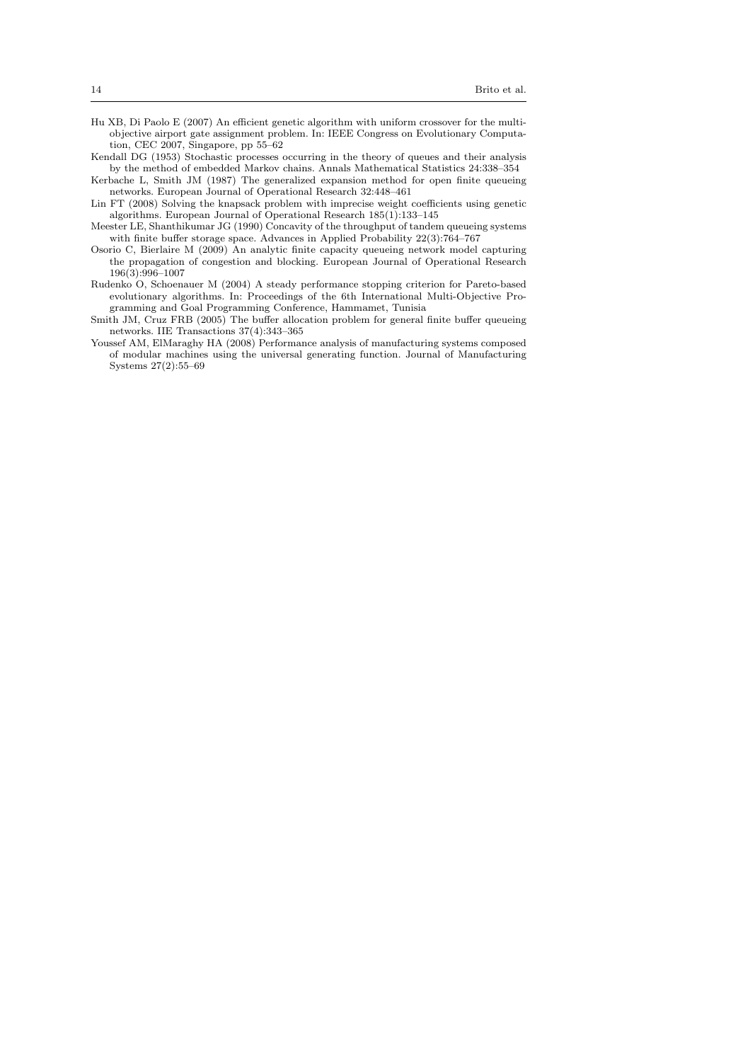Hu XB, Di Paolo E (2007) An efficient genetic algorithm with uniform crossover for the multi-objective airport gate assignment problem. In: IEEE Congress on Evolutionary Computation, CEC 2007, Singapore, pp 55–62

Kendall DG (1953) Stochastic processes occurring in the theory of queues and their analysis by the method of embedded Markov chains. Annals Mathematical Statistics 24:338–354

Kerbache L, Smith JM (1987) The generalized expansion method for open finite queueing networks. European Journal of Operational Research 32:448–461

Lin FT (2008) Solving the knapsack problem with imprecise weight coefficients using genetic algorithms. European Journal of Operational Research 185(1):133–145

Meester LE, Shanthikumar JG (1990) Concavity of the throughput of tandem queueing systems with finite buffer storage space. Advances in Applied Probability 22(3):764–767

Osorio C, Bierlaire M (2009) An analytic finite capacity queueing network model capturing the propagation of congestion and blocking. European Journal of Operational Research 196(3):996–1007

Rudenko O, Schoenauer M (2004) A steady performance stopping criterion for Pareto-based evolutionary algorithms. In: Proceedings of the 6th International Multi-Objective Programming and Goal Programming Conference, Hammamet, Tunisia

Smith JM, Cruz FRB (2005) The buffer allocation problem for general finite buffer queueing networks. IIE Transactions 37(4):343–365

Youssef AM, ElMaraghy HA (2008) Performance analysis of manufacturing systems composed of modular machines using the universal generating function. Journal of Manufacturing Systems 27(2):55–69